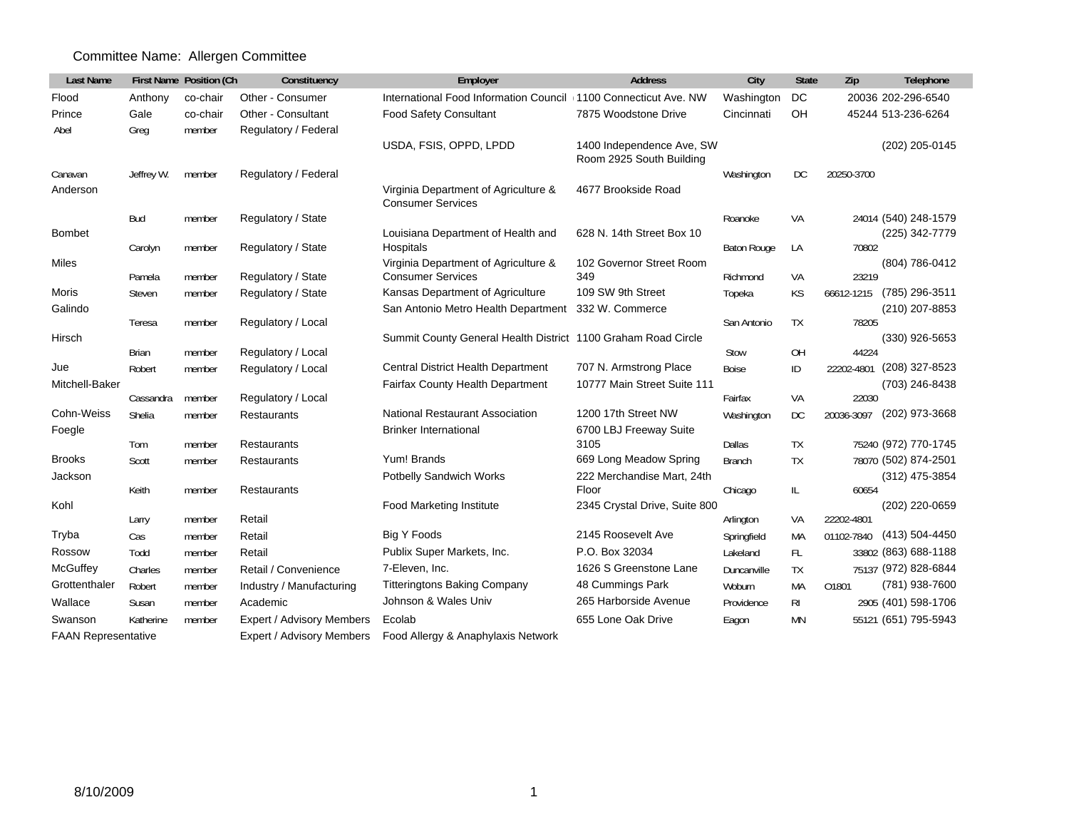Committee Name: Allergen Committee

| Last Name | First Name | Position (Ch | Constituency | Employer | Address | City | State | Zip | Telephone |
|---|---|---|---|---|---|---|---|---|---|
| Flood | Anthony | co-chair | Other - Consumer | International Food Information Council | 1100 Connecticut Ave. NW | Washington | DC | 20036 | 202-296-6540 |
| Prince | Gale | co-chair | Other - Consultant | Food Safety Consultant | 7875 Woodstone Drive | Cincinnati | OH | 45244 | 513-236-6264 |
| Abel | Greg | member | Regulatory / Federal | USDA, FSIS, OPPD, LPDD | 1400 Independence Ave, SW Room 2925 South Building | | | | (202) 205-0145 |
| Canavan | Jeffrey W. | member | Regulatory / Federal | | | Washington | DC | 20250-3700 | |
| Anderson | Bud | member | Regulatory / State | Virginia Department of Agriculture & Consumer Services | 4677 Brookside Road | Roanoke | VA | 24014 | (540) 248-1579 |
| Bombet | Carolyn | member | Regulatory / State | Louisiana Department of Health and Hospitals | 628 N. 14th Street Box 10 | Baton Rouge | LA | 70802 | (225) 342-7779 |
| Miles | Pamela | member | Regulatory / State | Virginia Department of Agriculture & Consumer Services | 102 Governor Street Room 349 | Richmond | VA | 23219 | (804) 786-0412 |
| Moris | Steven | member | Regulatory / State | Kansas Department of Agriculture | 109 SW 9th Street | Topeka | KS | 66612-1215 | (785) 296-3511 |
| Galindo | Teresa | member | Regulatory / Local | San Antonio Metro Health Department | 332 W. Commerce | San Antonio | TX | 78205 | (210) 207-8853 |
| Hirsch | Brian | member | Regulatory / Local | Summit County General Health District | 1100 Graham Road Circle | Stow | OH | 44224 | (330) 926-5653 |
| Jue | Robert | member | Regulatory / Local | Central District Health Department | 707 N. Armstrong Place | Boise | ID | 22202-4801 | (208) 327-8523 |
| Mitchell-Baker | Cassandra | member | Regulatory / Local | Fairfax County Health Department | 10777 Main Street Suite 111 | Fairfax | VA | 22030 | (703) 246-8438 |
| Cohn-Weiss | Shelia | member | Restaurants | National Restaurant Association | 1200 17th Street NW | Washington | DC | 20036-3097 | (202) 973-3668 |
| Foegle | Tom | member | Restaurants | Brinker International | 6700 LBJ Freeway Suite 3105 | Dallas | TX | 75240 | (972) 770-1745 |
| Brooks | Scott | member | Restaurants | Yum! Brands | 669 Long Meadow Spring | Branch | TX | 78070 | (502) 874-2501 |
| Jackson | Keith | member | Restaurants | Potbelly Sandwich Works | 222 Merchandise Mart, 24th Floor | Chicago | IL | 60654 | (312) 475-3854 |
| Kohl | Larry | member | Retail | Food Marketing Institute | 2345 Crystal Drive, Suite 800 | Arlington | VA | 22202-4801 | (202) 220-0659 |
| Tryba | Cas | member | Retail | Big Y Foods | 2145 Roosevelt Ave | Springfield | MA | 01102-7840 | (413) 504-4450 |
| Rossow | Todd | member | Retail | Publix Super Markets, Inc. | P.O. Box 32034 | Lakeland | FL | 33802 | (863) 688-1188 |
| McGuffey | Charles | member | Retail / Convenience | 7-Eleven, Inc. | 1626 S Greenstone Lane | Duncanville | TX | 75137 | (972) 828-6844 |
| Grottenthaler | Robert | member | Industry / Manufacturing | Titteringtons Baking Company | 48 Cummings Park | Woburn | MA | O1801 | (781) 938-7600 |
| Wallace | Susan | member | Academic | Johnson & Wales Univ | 265 Harborside Avenue | Providence | RI | 2905 | (401) 598-1706 |
| Swanson | Katherine | member | Expert / Advisory Members | Ecolab | 655 Lone Oak Drive | Eagon | MN | 55121 | (651) 795-5943 |
| FAAN Representative | | | Expert / Advisory Members | Food Allergy & Anaphylaxis Network | | | | | |

8/10/2009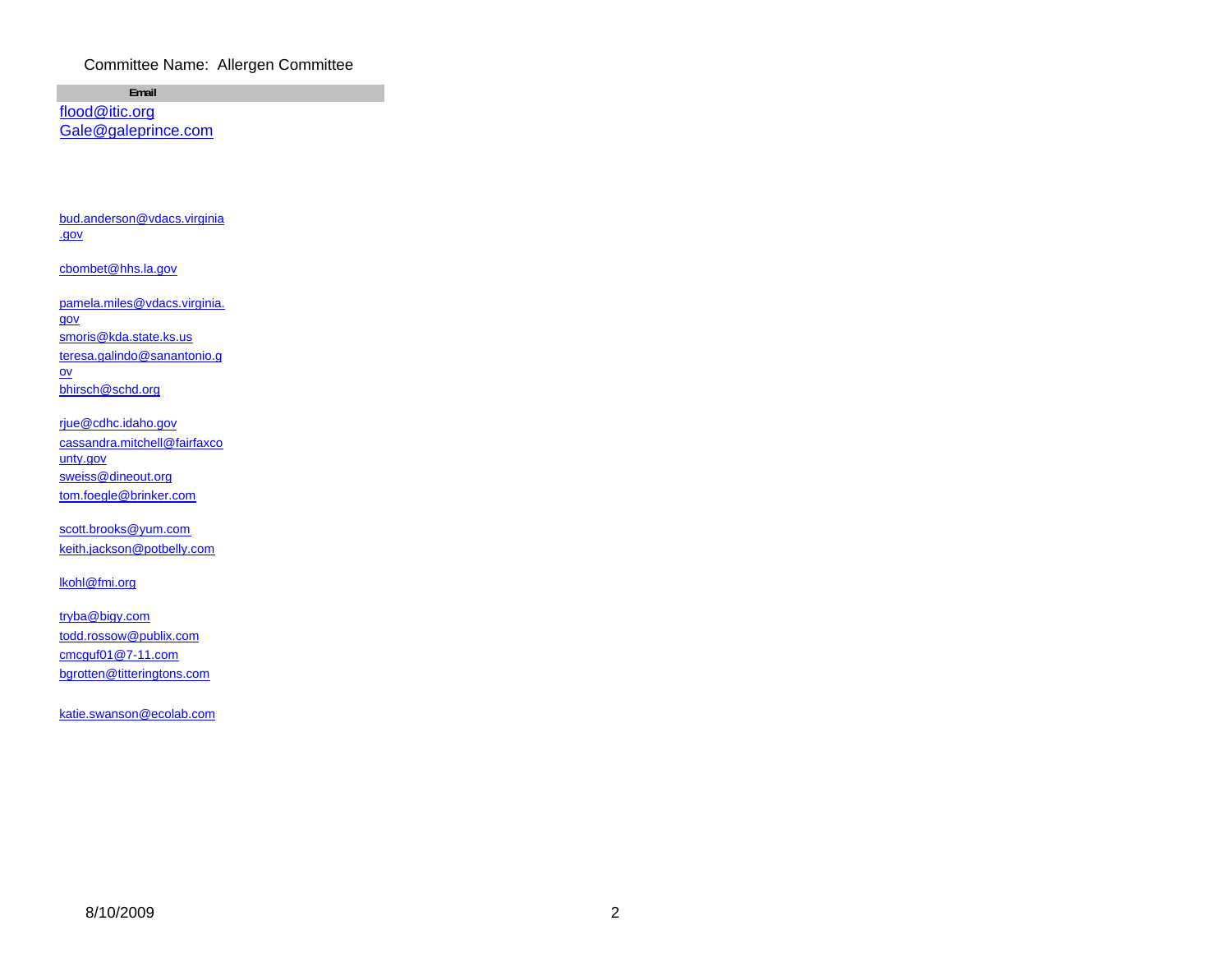Committee Name: Allergen Committee

| Email |
| --- |
| flood@itic.org |
| Gale@galeprince.com |
| |
| bud.anderson@vdacs.virginia.gov |
| cbombet@hhs.la.gov |
| pamela.miles@vdacs.virginia.gov |
| smoris@kda.state.ks.us |
| teresa.galindo@sanantonio.gov |
| bhirsch@schd.org |
| rjue@cdhc.idaho.gov |
| cassandra.mitchell@fairfaxcounty.gov |
| sweiss@dineout.org |
| tom.foegle@brinker.com |
| scott.brooks@yum.com |
| keith.jackson@potbelly.com |
| lkohl@fmi.org |
| tryba@bigy.com |
| todd.rossow@publix.com |
| cmcguf01@7-11.com |
| bgrotten@titteringtons.com |
| katie.swanson@ecolab.com |

8/10/2009